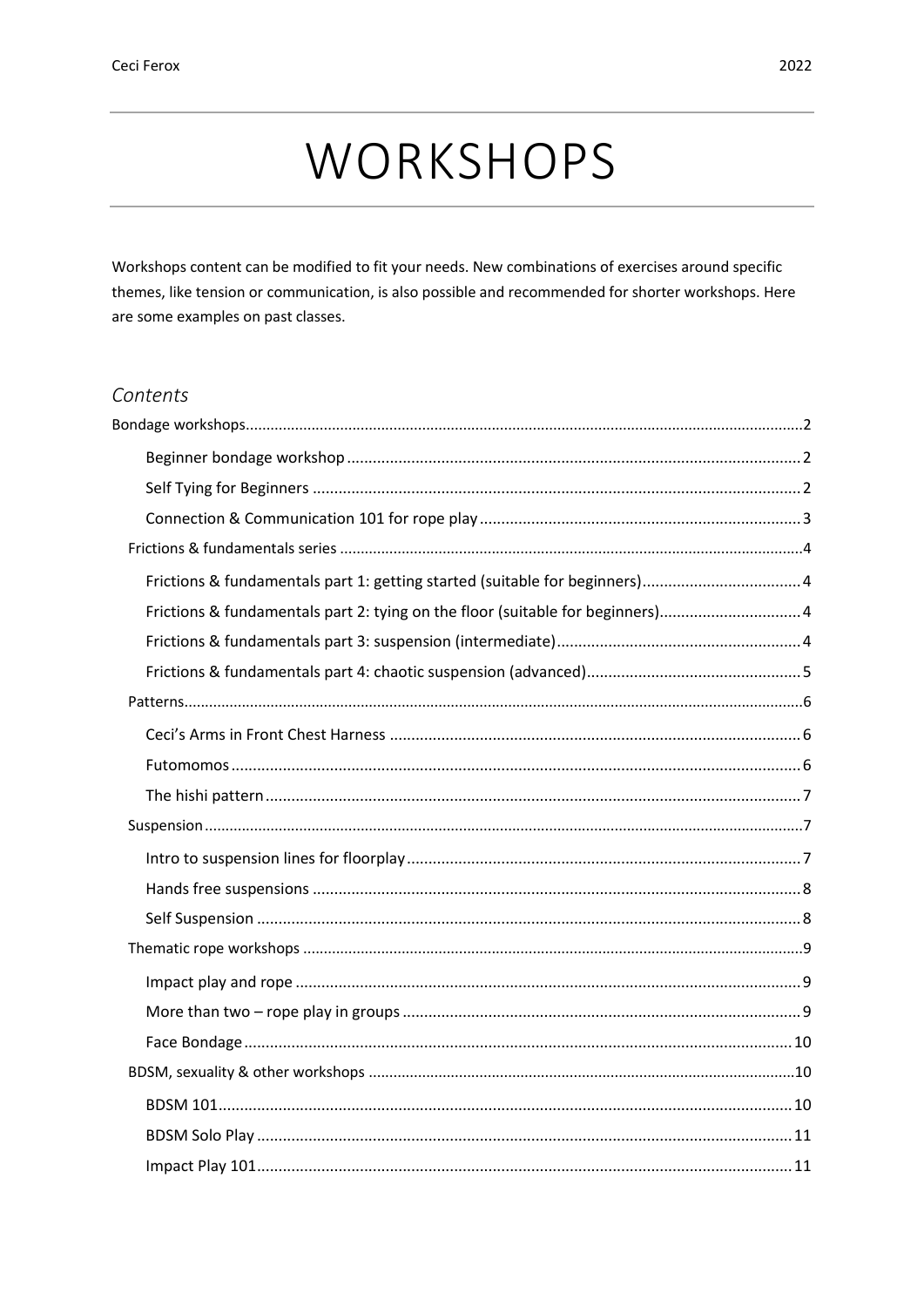# WORKSHOPS

Workshops content can be modified to fit your needs. New combinations of exercises around specific themes, like tension or communication, is also possible and recommended for shorter workshops. Here are some examples on past classes.

## *Contents*

- Bondage workshops 2
    - Beginner bondage workshop 2
    - Self Tying for Beginners 2
    - Connection & Communication 101 for rope play 3
- Frictions & fundamentals series 4
    - Frictions & fundamentals part 1: getting started (suitable for beginners) 4
    - Frictions & fundamentals part 2: tying on the floor (suitable for beginners) 4
    - Frictions & fundamentals part 3: suspension (intermediate) 4
    - Frictions & fundamentals part 4: chaotic suspension (advanced) 5
- Patterns 6
    - Ceci's Arms in Front Chest Harness 6
    - Futomomos 6
    - The hishi pattern 7
- Suspension 7
    - Intro to suspension lines for floorplay 7
    - Hands free suspensions 8
    - Self Suspension 8
- Thematic rope workshops 9
    - Impact play and rope 9
    - More than two – rope play in groups 9
    - Face Bondage 10
- BDSM, sexuality & other workshops 10
    - BDSM 101 10
    - BDSM Solo Play 11
    - Impact Play 101 11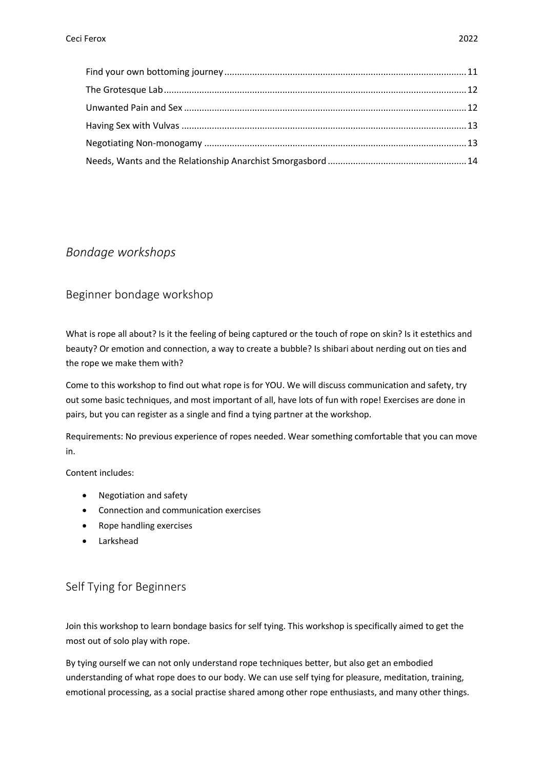Find your own bottoming journey ............................................................................................... 11
The Grotesque Lab ....................................................................................................................... 12
Unwanted Pain and Sex ............................................................................................................... 12
Having Sex with Vulvas ................................................................................................................ 13
Negotiating Non-monogamy ....................................................................................................... 13
Needs, Wants and the Relationship Anarchist Smorgasbord ...................................................... 14

# *Bondage workshops*

## Beginner bondage workshop

What is rope all about? Is it the feeling of being captured or the touch of rope on skin? Is it estethics and beauty? Or emotion and connection, a way to create a bubble? Is shibari about nerding out on ties and the rope we make them with?

Come to this workshop to find out what rope is for YOU. We will discuss communication and safety, try out some basic techniques, and most important of all, have lots of fun with rope! Exercises are done in pairs, but you can register as a single and find a tying partner at the workshop.

Requirements: No previous experience of ropes needed. Wear something comfortable that you can move in.

Content includes:

- Negotiation and safety
- Connection and communication exercises
- Rope handling exercises
- Larkshead

## Self Tying for Beginners

Join this workshop to learn bondage basics for self tying. This workshop is specifically aimed to get the most out of solo play with rope.

By tying ourself we can not only understand rope techniques better, but also get an embodied understanding of what rope does to our body. We can use self tying for pleasure, meditation, training, emotional processing, as a social practise shared among other rope enthusiasts, and many other things.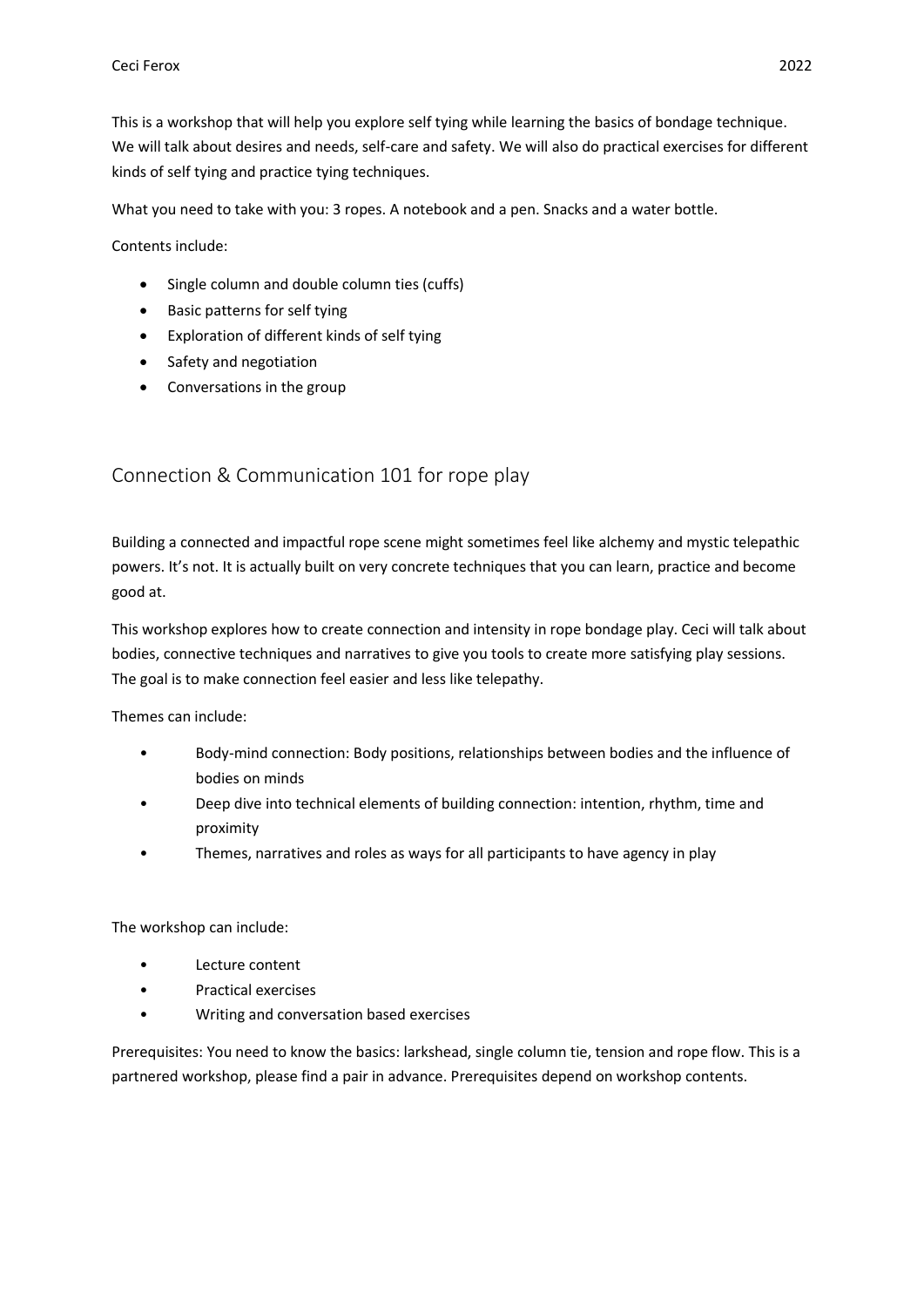This is a workshop that will help you explore self tying while learning the basics of bondage technique. We will talk about desires and needs, self-care and safety. We will also do practical exercises for different kinds of self tying and practice tying techniques.

What you need to take with you: 3 ropes. A notebook and a pen. Snacks and a water bottle.

Contents include:

- Single column and double column ties (cuffs)
- Basic patterns for self tying
- Exploration of different kinds of self tying
- Safety and negotiation
- Conversations in the group

## Connection & Communication 101 for rope play

Building a connected and impactful rope scene might sometimes feel like alchemy and mystic telepathic powers. It's not. It is actually built on very concrete techniques that you can learn, practice and become good at.

This workshop explores how to create connection and intensity in rope bondage play. Ceci will talk about bodies, connective techniques and narratives to give you tools to create more satisfying play sessions. The goal is to make connection feel easier and less like telepathy.

Themes can include:

- Body-mind connection: Body positions, relationships between bodies and the influence of bodies on minds
- Deep dive into technical elements of building connection: intention, rhythm, time and proximity
- Themes, narratives and roles as ways for all participants to have agency in play

The workshop can include:

- Lecture content
- Practical exercises
- Writing and conversation based exercises

Prerequisites: You need to know the basics: larkshead, single column tie, tension and rope flow. This is a partnered workshop, please find a pair in advance. Prerequisites depend on workshop contents.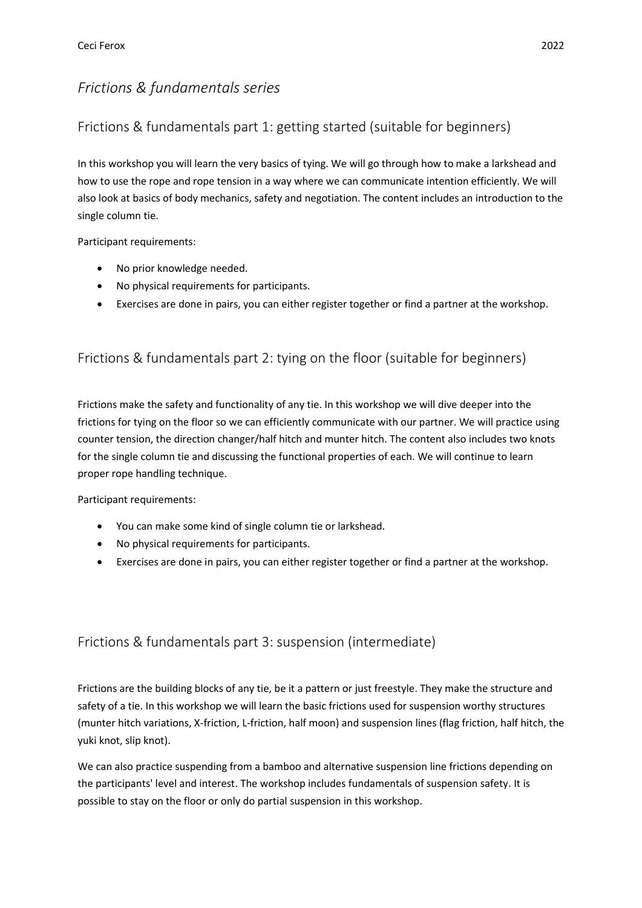## *Frictions & fundamentals series*

### Frictions & fundamentals part 1: getting started (suitable for beginners)

In this workshop you will learn the very basics of tying. We will go through how to make a larkshead and how to use the rope and rope tension in a way where we can communicate intention efficiently. We will also look at basics of body mechanics, safety and negotiation. The content includes an introduction to the single column tie.

Participant requirements:

- No prior knowledge needed.
- No physical requirements for participants.
- Exercises are done in pairs, you can either register together or find a partner at the workshop.

### Frictions & fundamentals part 2: tying on the floor (suitable for beginners)

Frictions make the safety and functionality of any tie. In this workshop we will dive deeper into the frictions for tying on the floor so we can efficiently communicate with our partner. We will practice using counter tension, the direction changer/half hitch and munter hitch. The content also includes two knots for the single column tie and discussing the functional properties of each. We will continue to learn proper rope handling technique.

Participant requirements:

- You can make some kind of single column tie or larkshead.
- No physical requirements for participants.
- Exercises are done in pairs, you can either register together or find a partner at the workshop.

### Frictions & fundamentals part 3: suspension (intermediate)

Frictions are the building blocks of any tie, be it a pattern or just freestyle. They make the structure and safety of a tie. In this workshop we will learn the basic frictions used for suspension worthy structures (munter hitch variations, X-friction, L-friction, half moon) and suspension lines (flag friction, half hitch, the yuki knot, slip knot).

We can also practice suspending from a bamboo and alternative suspension line frictions depending on the participants' level and interest. The workshop includes fundamentals of suspension safety. It is possible to stay on the floor or only do partial suspension in this workshop.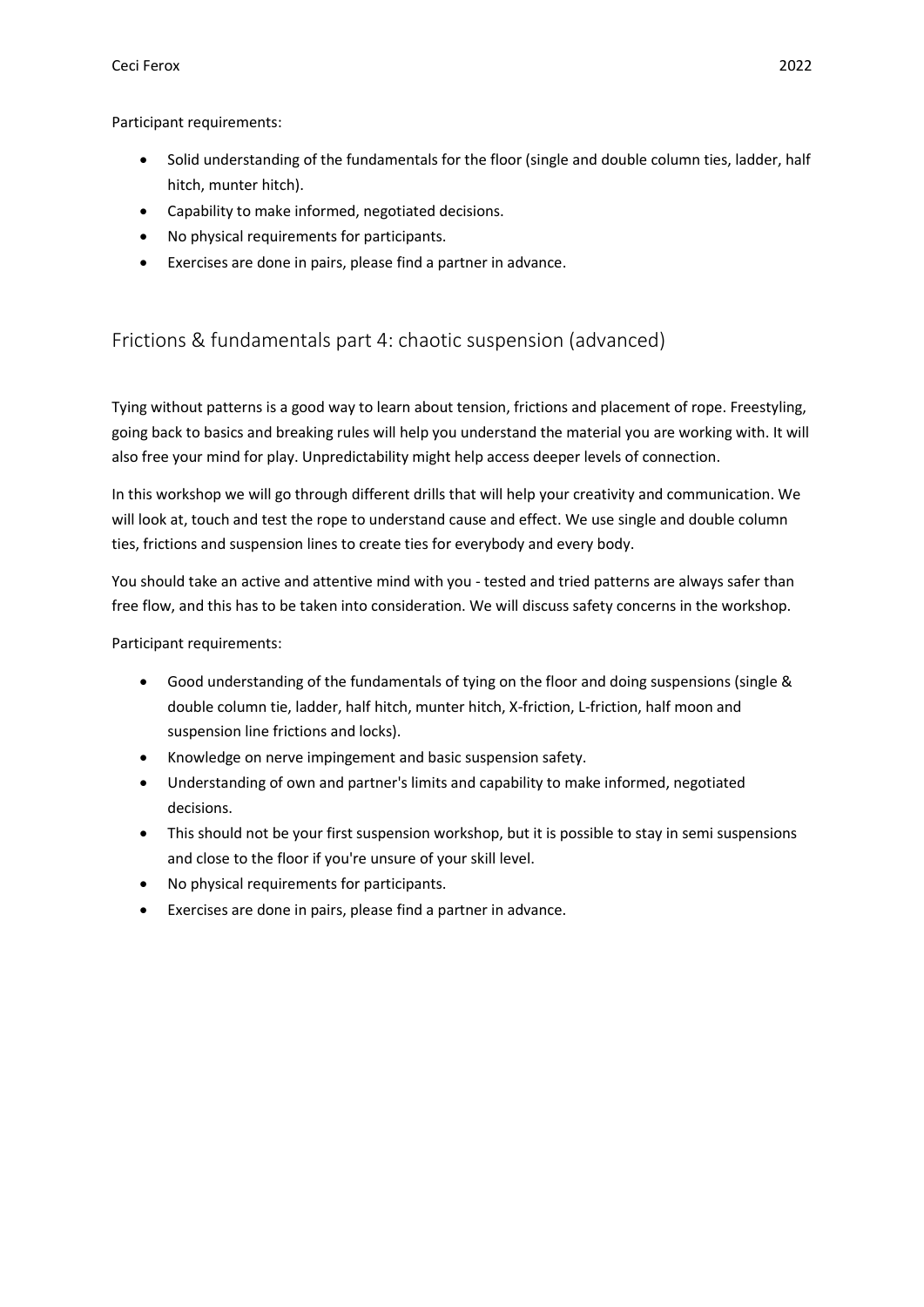Participant requirements:

- Solid understanding of the fundamentals for the floor (single and double column ties, ladder, half hitch, munter hitch).
- Capability to make informed, negotiated decisions.
- No physical requirements for participants.
- Exercises are done in pairs, please find a partner in advance.

## Frictions & fundamentals part 4: chaotic suspension (advanced)

Tying without patterns is a good way to learn about tension, frictions and placement of rope. Freestyling, going back to basics and breaking rules will help you understand the material you are working with. It will also free your mind for play. Unpredictability might help access deeper levels of connection.

In this workshop we will go through different drills that will help your creativity and communication. We will look at, touch and test the rope to understand cause and effect. We use single and double column ties, frictions and suspension lines to create ties for everybody and every body.

You should take an active and attentive mind with you - tested and tried patterns are always safer than free flow, and this has to be taken into consideration. We will discuss safety concerns in the workshop.

Participant requirements:

- Good understanding of the fundamentals of tying on the floor and doing suspensions (single & double column tie, ladder, half hitch, munter hitch, X-friction, L-friction, half moon and suspension line frictions and locks).
- Knowledge on nerve impingement and basic suspension safety.
- Understanding of own and partner's limits and capability to make informed, negotiated decisions.
- This should not be your first suspension workshop, but it is possible to stay in semi suspensions and close to the floor if you're unsure of your skill level.
- No physical requirements for participants.
- Exercises are done in pairs, please find a partner in advance.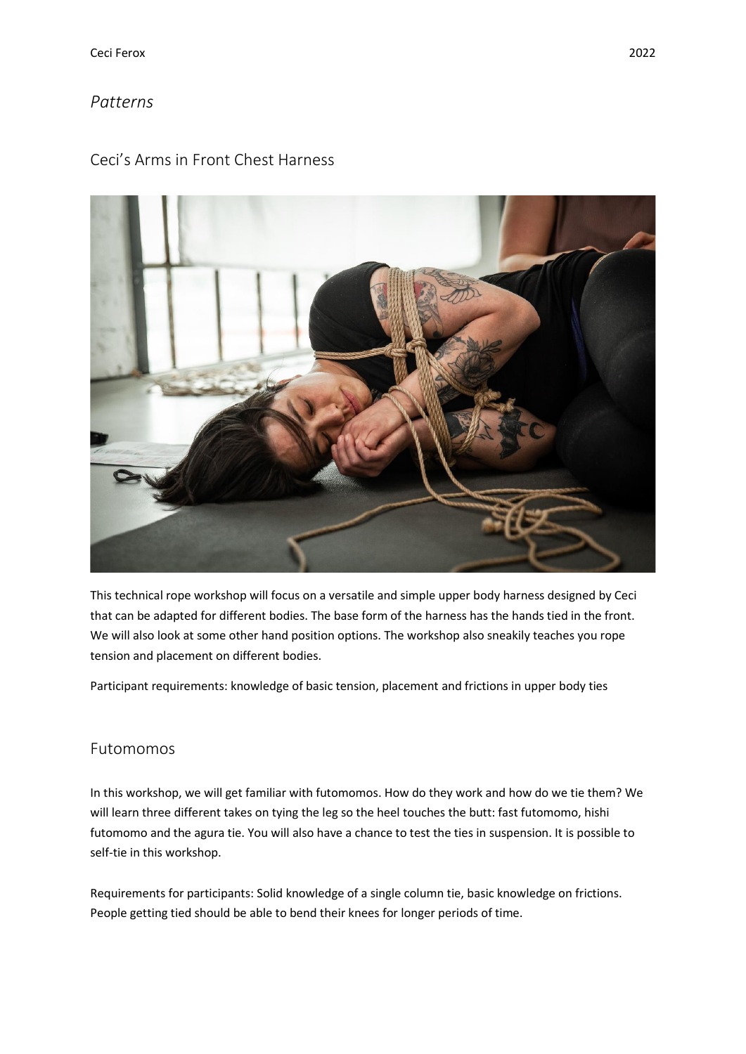*Patterns*

## Ceci's Arms in Front Chest Harness

This technical rope workshop will focus on a versatile and simple upper body harness designed by Ceci that can be adapted for different bodies. The base form of the harness has the hands tied in the front. We will also look at some other hand position options. The workshop also sneakily teaches you rope tension and placement on different bodies.

Participant requirements: knowledge of basic tension, placement and frictions in upper body ties

## Futomomos

In this workshop, we will get familiar with futomomos. How do they work and how do we tie them? We will learn three different takes on tying the leg so the heel touches the butt: fast futomomo, hishi futomomo and the agura tie. You will also have a chance to test the ties in suspension. It is possible to self-tie in this workshop.

Requirements for participants: Solid knowledge of a single column tie, basic knowledge on frictions. People getting tied should be able to bend their knees for longer periods of time.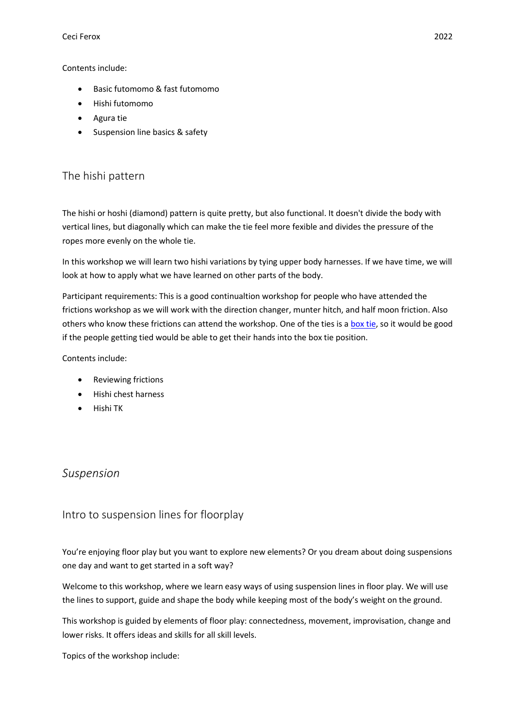Contents include:

- Basic futomomo & fast futomomo
- Hishi futomomo
- Agura tie
- Suspension line basics & safety

## The hishi pattern

The hishi or hoshi (diamond) pattern is quite pretty, but also functional. It doesn't divide the body with vertical lines, but diagonally which can make the tie feel more fexible and divides the pressure of the ropes more evenly on the whole tie.

In this workshop we will learn two hishi variations by tying upper body harnesses. If we have time, we will look at how to apply what we have learned on other parts of the body.

Participant requirements: This is a good continualtion workshop for people who have attended the frictions workshop as we will work with the direction changer, munter hitch, and half moon friction. Also others who know these frictions can attend the workshop. One of the ties is a box tie, so it would be good if the people getting tied would be able to get their hands into the box tie position.

Contents include:

- Reviewing frictions
- Hishi chest harness
- Hishi TK

# *Suspension*

## Intro to suspension lines for floorplay

You're enjoying floor play but you want to explore new elements? Or you dream about doing suspensions one day and want to get started in a soft way?

Welcome to this workshop, where we learn easy ways of using suspension lines in floor play. We will use the lines to support, guide and shape the body while keeping most of the body's weight on the ground.

This workshop is guided by elements of floor play: connectedness, movement, improvisation, change and lower risks. It offers ideas and skills for all skill levels.

Topics of the workshop include: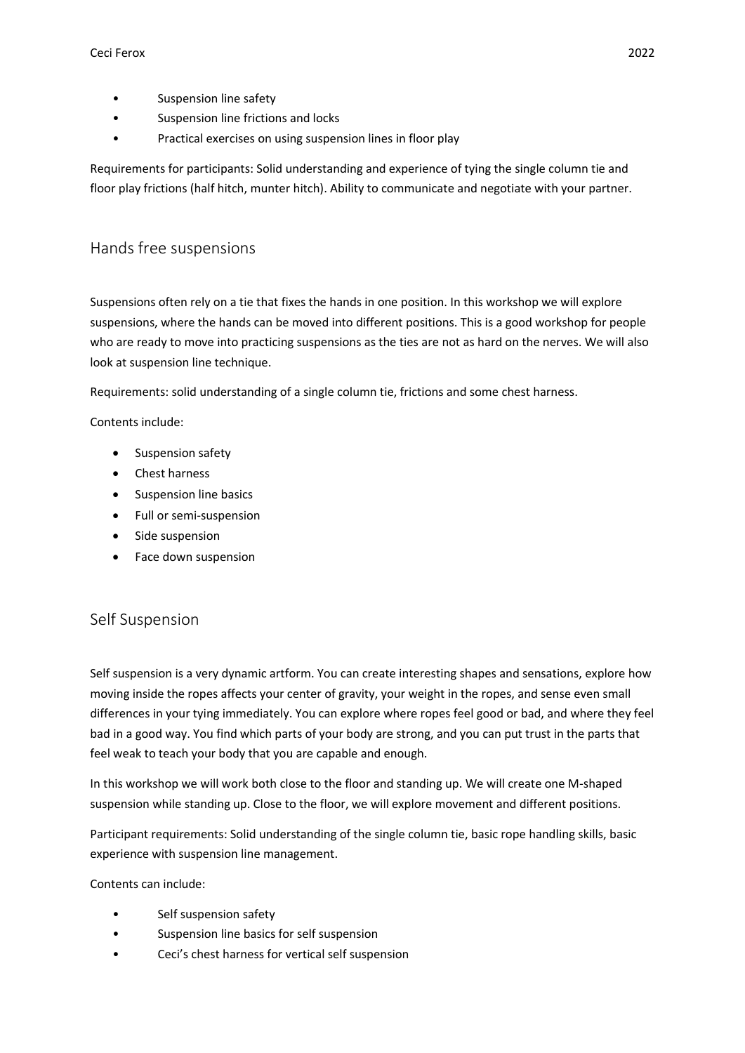- Suspension line safety
- Suspension line frictions and locks
- Practical exercises on using suspension lines in floor play

Requirements for participants: Solid understanding and experience of tying the single column tie and floor play frictions (half hitch, munter hitch). Ability to communicate and negotiate with your partner.

## Hands free suspensions

Suspensions often rely on a tie that fixes the hands in one position. In this workshop we will explore suspensions, where the hands can be moved into different positions. This is a good workshop for people who are ready to move into practicing suspensions as the ties are not as hard on the nerves. We will also look at suspension line technique.

Requirements: solid understanding of a single column tie, frictions and some chest harness.

Contents include:

- Suspension safety
- Chest harness
- Suspension line basics
- Full or semi-suspension
- Side suspension
- Face down suspension

## Self Suspension

Self suspension is a very dynamic artform. You can create interesting shapes and sensations, explore how moving inside the ropes affects your center of gravity, your weight in the ropes, and sense even small differences in your tying immediately. You can explore where ropes feel good or bad, and where they feel bad in a good way. You find which parts of your body are strong, and you can put trust in the parts that feel weak to teach your body that you are capable and enough.

In this workshop we will work both close to the floor and standing up. We will create one M-shaped suspension while standing up. Close to the floor, we will explore movement and different positions.

Participant requirements: Solid understanding of the single column tie, basic rope handling skills, basic experience with suspension line management.

Contents can include:

- Self suspension safety
- Suspension line basics for self suspension
- Ceci's chest harness for vertical self suspension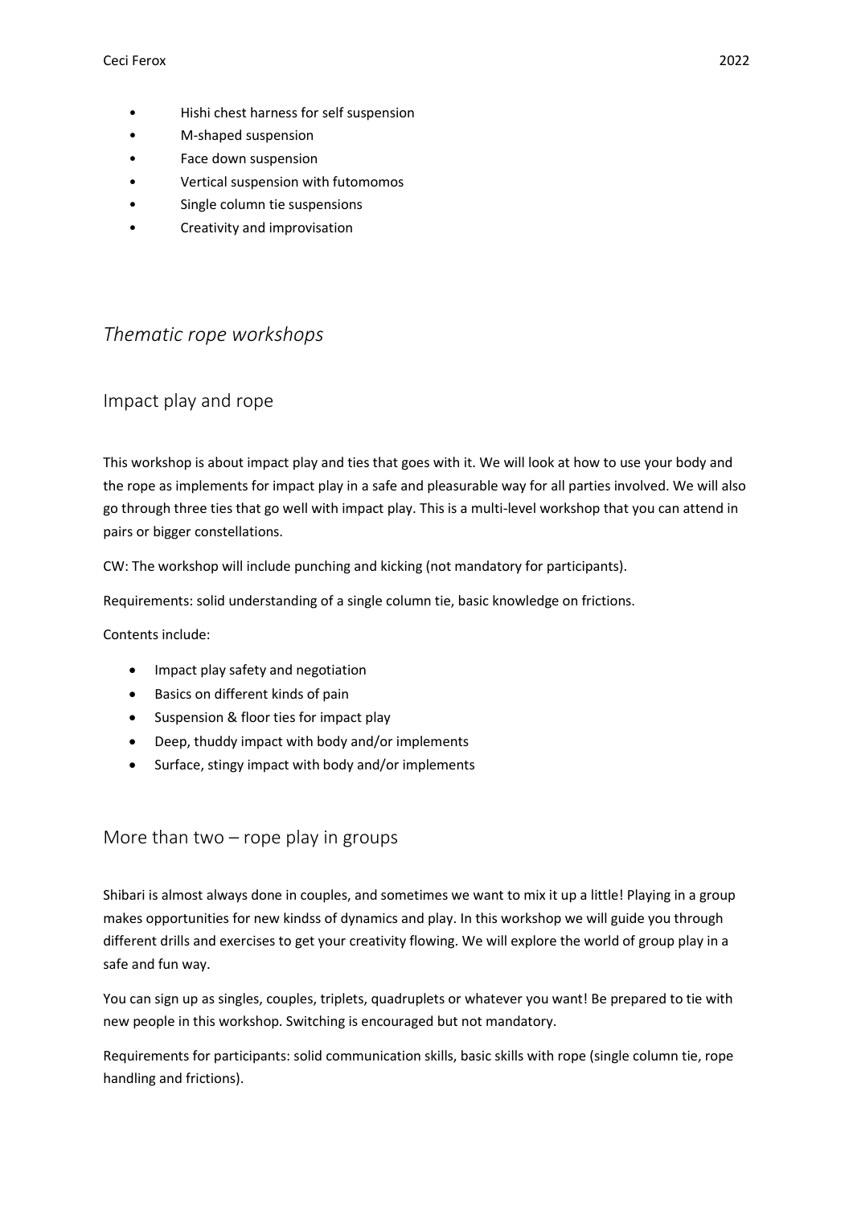- Hishi chest harness for self suspension
- M-shaped suspension
- Face down suspension
- Vertical suspension with futomomos
- Single column tie suspensions
- Creativity and improvisation

# *Thematic rope workshops*

## Impact play and rope

This workshop is about impact play and ties that goes with it. We will look at how to use your body and the rope as implements for impact play in a safe and pleasurable way for all parties involved. We will also go through three ties that go well with impact play. This is a multi-level workshop that you can attend in pairs or bigger constellations.

CW: The workshop will include punching and kicking (not mandatory for participants).

Requirements: solid understanding of a single column tie, basic knowledge on frictions.

Contents include:

- Impact play safety and negotiation
- Basics on different kinds of pain
- Suspension & floor ties for impact play
- Deep, thuddy impact with body and/or implements
- Surface, stingy impact with body and/or implements

## More than two – rope play in groups

Shibari is almost always done in couples, and sometimes we want to mix it up a little! Playing in a group makes opportunities for new kindss of dynamics and play. In this workshop we will guide you through different drills and exercises to get your creativity flowing. We will explore the world of group play in a safe and fun way.

You can sign up as singles, couples, triplets, quadruplets or whatever you want! Be prepared to tie with new people in this workshop. Switching is encouraged but not mandatory.

Requirements for participants: solid communication skills, basic skills with rope (single column tie, rope handling and frictions).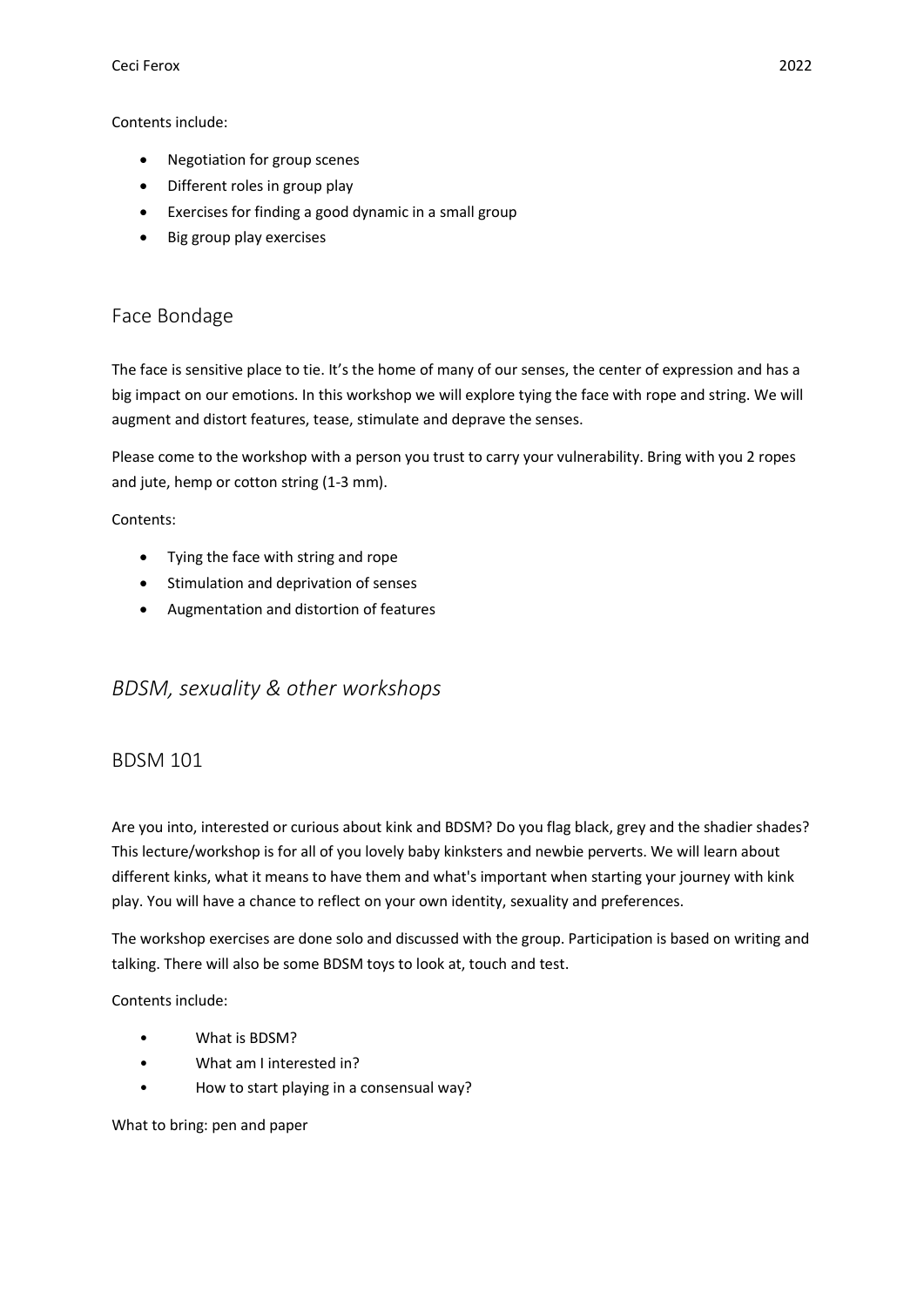Contents include:

- Negotiation for group scenes
- Different roles in group play
- Exercises for finding a good dynamic in a small group
- Big group play exercises

## Face Bondage

The face is sensitive place to tie. It's the home of many of our senses, the center of expression and has a big impact on our emotions. In this workshop we will explore tying the face with rope and string. We will augment and distort features, tease, stimulate and deprave the senses.

Please come to the workshop with a person you trust to carry your vulnerability. Bring with you 2 ropes and jute, hemp or cotton string (1-3 mm).

Contents:

- Tying the face with string and rope
- Stimulation and deprivation of senses
- Augmentation and distortion of features

# *BDSM, sexuality & other workshops*

## BDSM 101

Are you into, interested or curious about kink and BDSM? Do you flag black, grey and the shadier shades? This lecture/workshop is for all of you lovely baby kinksters and newbie perverts. We will learn about different kinks, what it means to have them and what's important when starting your journey with kink play. You will have a chance to reflect on your own identity, sexuality and preferences.

The workshop exercises are done solo and discussed with the group. Participation is based on writing and talking. There will also be some BDSM toys to look at, touch and test.

Contents include:

- What is BDSM?
- What am I interested in?
- How to start playing in a consensual way?

What to bring: pen and paper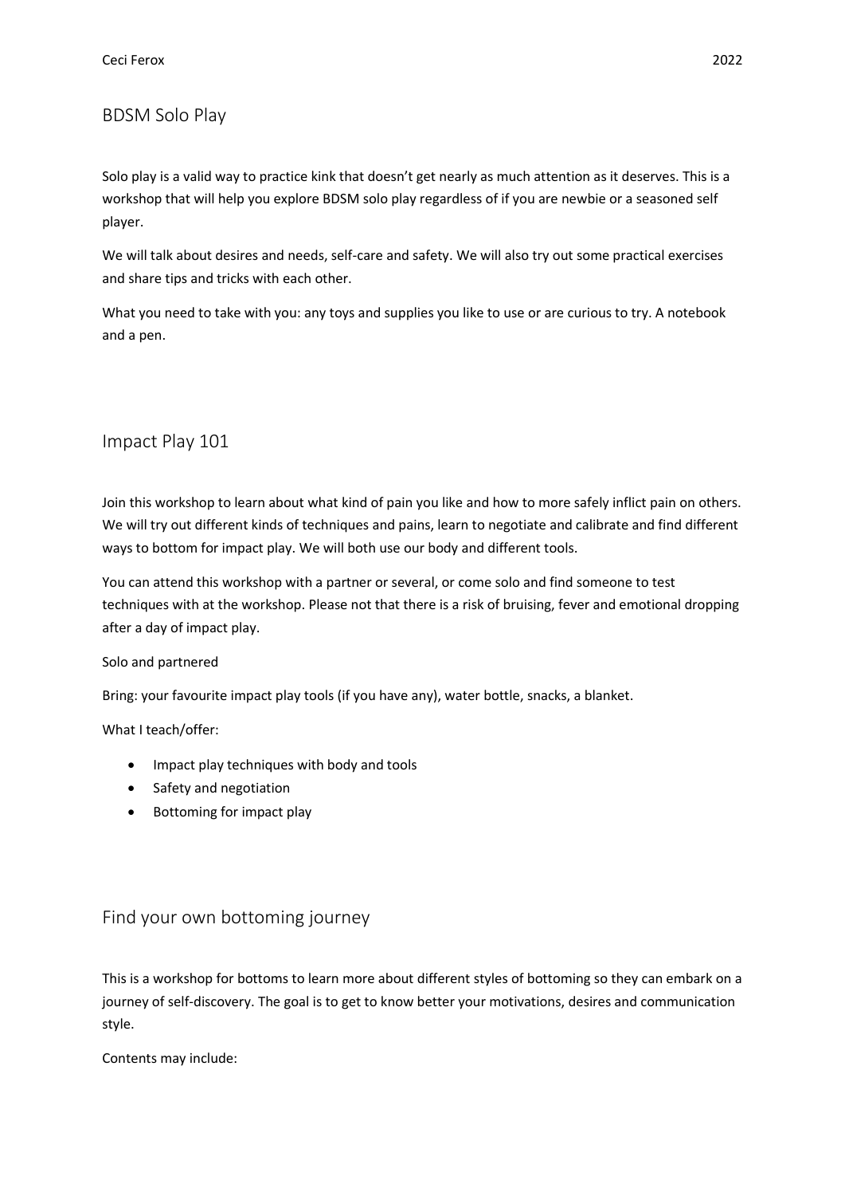## BDSM Solo Play

Solo play is a valid way to practice kink that doesn't get nearly as much attention as it deserves. This is a workshop that will help you explore BDSM solo play regardless of if you are newbie or a seasoned self player.

We will talk about desires and needs, self-care and safety. We will also try out some practical exercises and share tips and tricks with each other.

What you need to take with you: any toys and supplies you like to use or are curious to try. A notebook and a pen.

## Impact Play 101

Join this workshop to learn about what kind of pain you like and how to more safely inflict pain on others. We will try out different kinds of techniques and pains, learn to negotiate and calibrate and find different ways to bottom for impact play. We will both use our body and different tools.

You can attend this workshop with a partner or several, or come solo and find someone to test techniques with at the workshop. Please not that there is a risk of bruising, fever and emotional dropping after a day of impact play.

Solo and partnered

Bring: your favourite impact play tools (if you have any), water bottle, snacks, a blanket.

What I teach/offer:

- Impact play techniques with body and tools
- Safety and negotiation
- Bottoming for impact play

## Find your own bottoming journey

This is a workshop for bottoms to learn more about different styles of bottoming so they can embark on a journey of self-discovery. The goal is to get to know better your motivations, desires and communication style.

Contents may include: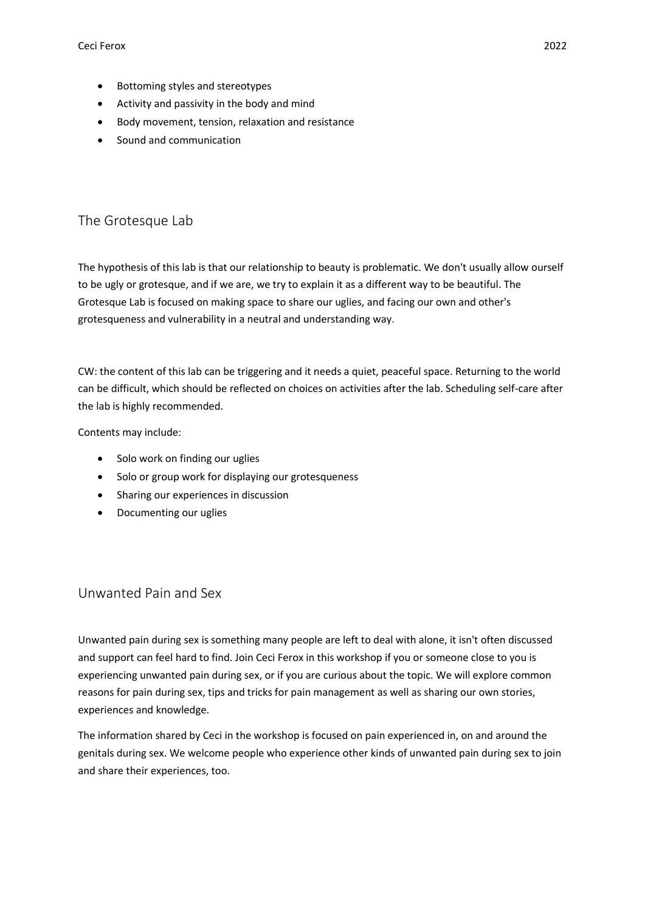- Bottoming styles and stereotypes
- Activity and passivity in the body and mind
- Body movement, tension, relaxation and resistance
- Sound and communication

## The Grotesque Lab

The hypothesis of this lab is that our relationship to beauty is problematic. We don't usually allow ourself to be ugly or grotesque, and if we are, we try to explain it as a different way to be beautiful. The Grotesque Lab is focused on making space to share our uglies, and facing our own and other's grotesqueness and vulnerability in a neutral and understanding way.

CW: the content of this lab can be triggering and it needs a quiet, peaceful space. Returning to the world can be difficult, which should be reflected on choices on activities after the lab. Scheduling self-care after the lab is highly recommended.

Contents may include:

- Solo work on finding our uglies
- Solo or group work for displaying our grotesqueness
- Sharing our experiences in discussion
- Documenting our uglies

## Unwanted Pain and Sex

Unwanted pain during sex is something many people are left to deal with alone, it isn't often discussed and support can feel hard to find. Join Ceci Ferox in this workshop if you or someone close to you is experiencing unwanted pain during sex, or if you are curious about the topic. We will explore common reasons for pain during sex, tips and tricks for pain management as well as sharing our own stories, experiences and knowledge.

The information shared by Ceci in the workshop is focused on pain experienced in, on and around the genitals during sex. We welcome people who experience other kinds of unwanted pain during sex to join and share their experiences, too.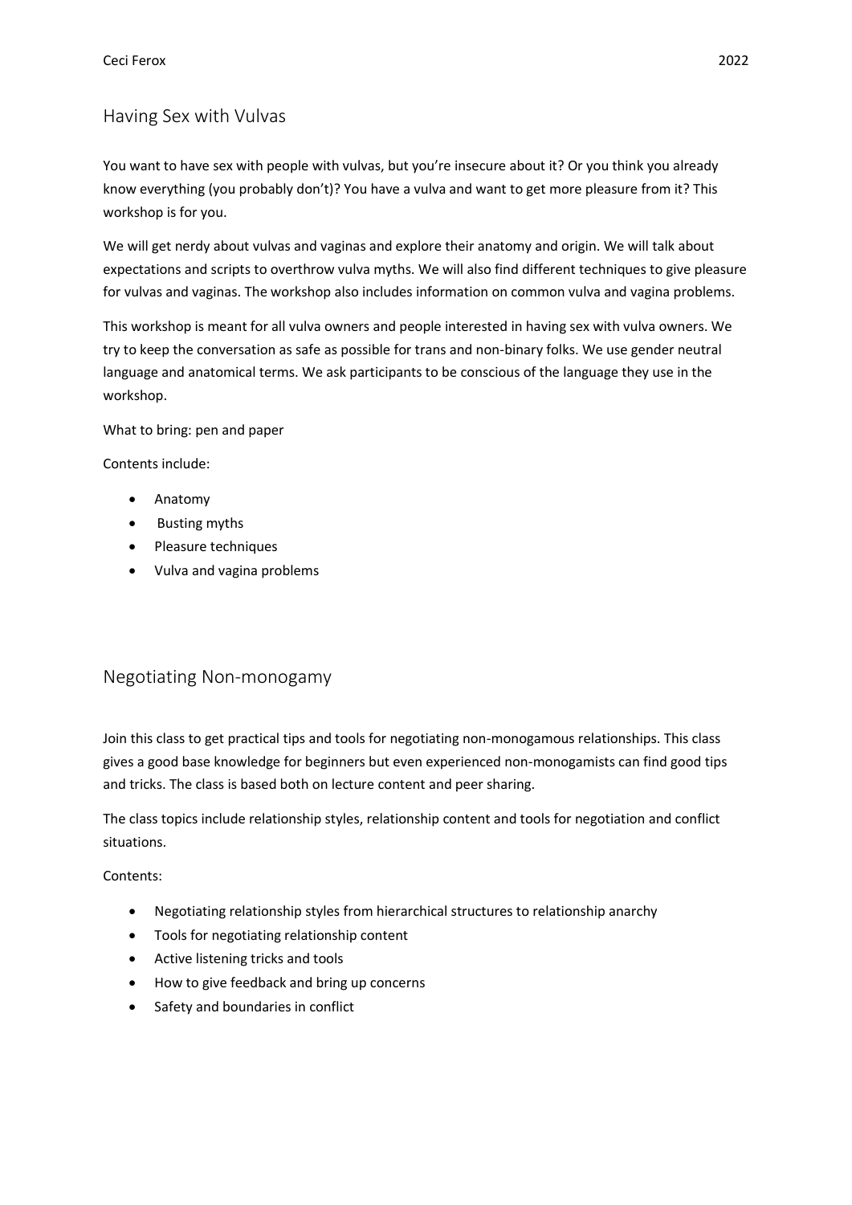## Having Sex with Vulvas

You want to have sex with people with vulvas, but you're insecure about it? Or you think you already know everything (you probably don't)? You have a vulva and want to get more pleasure from it? This workshop is for you.

We will get nerdy about vulvas and vaginas and explore their anatomy and origin. We will talk about expectations and scripts to overthrow vulva myths. We will also find different techniques to give pleasure for vulvas and vaginas. The workshop also includes information on common vulva and vagina problems.

This workshop is meant for all vulva owners and people interested in having sex with vulva owners. We try to keep the conversation as safe as possible for trans and non-binary folks. We use gender neutral language and anatomical terms. We ask participants to be conscious of the language they use in the workshop.

What to bring: pen and paper

Contents include:

- Anatomy
- Busting myths
- Pleasure techniques
- Vulva and vagina problems

## Negotiating Non-monogamy

Join this class to get practical tips and tools for negotiating non-monogamous relationships. This class gives a good base knowledge for beginners but even experienced non-monogamists can find good tips and tricks. The class is based both on lecture content and peer sharing.

The class topics include relationship styles, relationship content and tools for negotiation and conflict situations.

Contents:

- Negotiating relationship styles from hierarchical structures to relationship anarchy
- Tools for negotiating relationship content
- Active listening tricks and tools
- How to give feedback and bring up concerns
- Safety and boundaries in conflict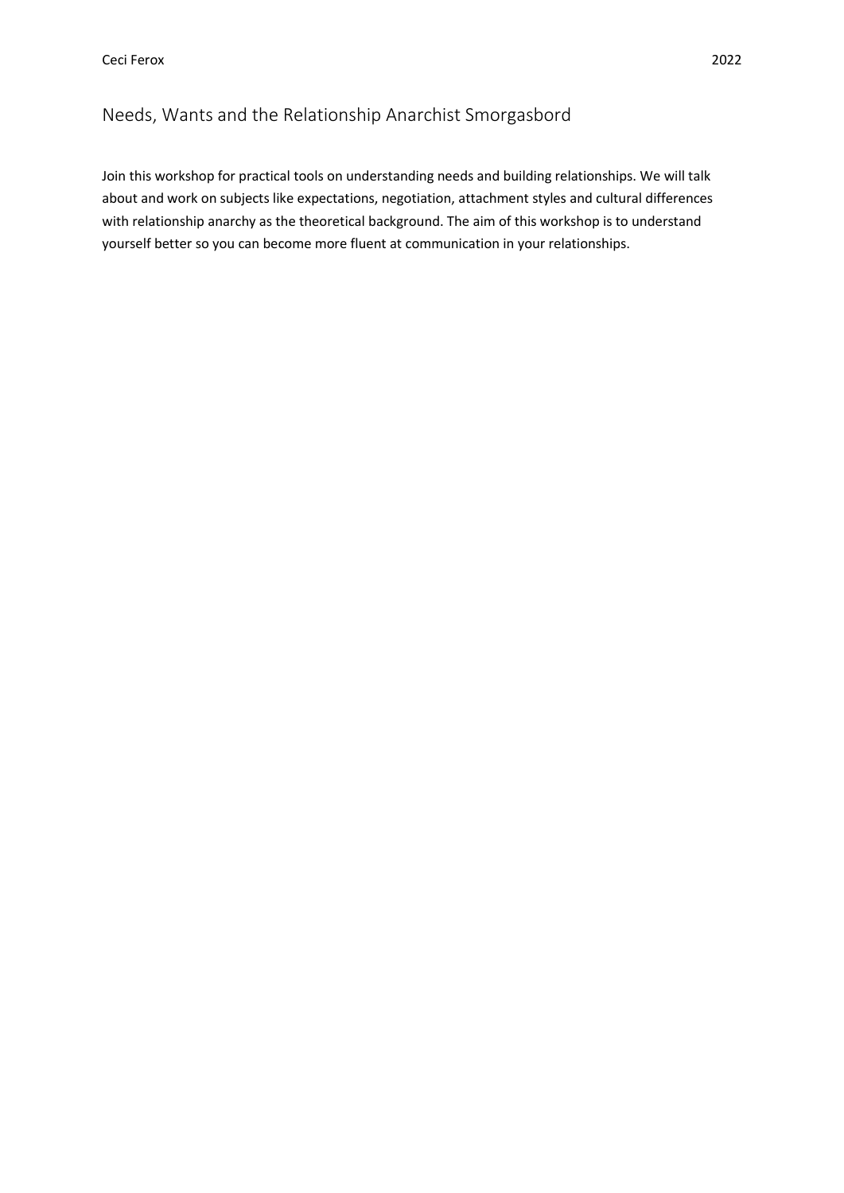## Needs, Wants and the Relationship Anarchist Smorgasbord

Join this workshop for practical tools on understanding needs and building relationships. We will talk about and work on subjects like expectations, negotiation, attachment styles and cultural differences with relationship anarchy as the theoretical background. The aim of this workshop is to understand yourself better so you can become more fluent at communication in your relationships.